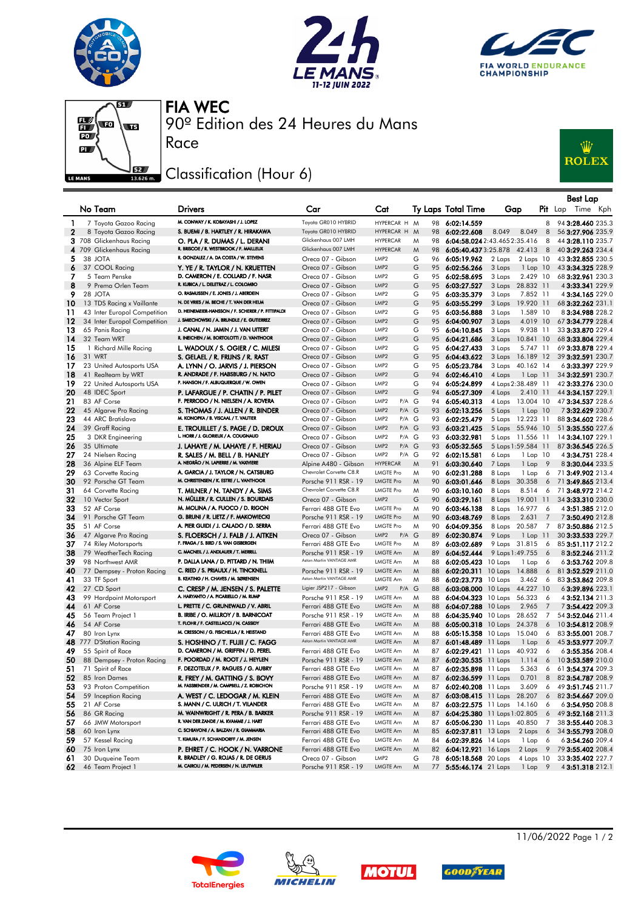# FIA WEC

## 90º Edition des 24 Heures du Mans

## Race

## Classification (Hour 6)

| | No | Team | Drivers | Car | Cat | | Ty | Laps | Total Time | Gap | | Pit | Best Lap Lap | Time | Kph |
|---|---|---|---|---|---|---|---|---|---|---|---|---|---|---|---|
| 1 | 7 | Toyota Gazoo Racing | M. CONWAY / K. KOBAYASHI / J. LOPEZ | Toyota GR010 HYBRID | HYPERCAR | H | M | 98 | 6:02:14.559 | | | 8 | 94 | 3:28.460 | 235.3 |
| 2 | 8 | Toyota Gazoo Racing | S. BUEMI / B. HARTLEY / R. HIRAKAWA | Toyota GR010 HYBRID | HYPERCAR | H | M | 98 | 6:02:22.608 | 8.049 | 8.049 | 8 | 56 | 3:27.906 | 235.9 |
| 3 | 708 | Glickenhaus Racing | O. PLA / R. DUMAS / L. DERANI | Glickenhaus 007 LMH | HYPERCAR | | M | 98 | 6:04:58.024 | 2:43.465 | 2:35.416 | 8 | 44 | 3:28.110 | 235.7 |
| 4 | 709 | Glickenhaus Racing | R. BRISCOE / R. WESTBROOK / F. MAILLEUX | Glickenhaus 007 LMH | HYPERCAR | | M | 98 | 6:05:40.437 | 3:25.878 | 42.413 | 8 | 40 | 3:29.263 | 234.4 |
| 5 | 38 | JOTA | R. GONZALEZ / A. DA COSTA / W. STEVENS | Oreca 07 - Gibson | LMP2 | | G | 96 | 6:05:19.962 | 2 Laps | 2 Laps | 10 | 43 | 3:32.855 | 230.5 |
| 6 | 37 | COOL Racing | Y. YE / R. TAYLOR / N. KRUETTEN | Oreca 07 - Gibson | LMP2 | | G | 95 | 6:02:56.266 | 3 Laps | 1 Lap | 10 | 43 | 3:34.325 | 228.9 |
| 7 | 5 | Team Penske | D. CAMERON / E. COLLARD / F. NASR | Oreca 07 - Gibson | LMP2 | | G | 95 | 6:02:58.695 | 3 Laps | 2.429 | 10 | 68 | 3:32.961 | 230.3 |
| 8 | 9 | Prema Orlen Team | R. KUBICA / L. DELETRAZ / L. COLOMBO | Oreca 07 - Gibson | LMP2 | | G | 95 | 6:03:27.527 | 3 Laps | 28.832 | 11 | 4 | 3:33.341 | 229.9 |
| 9 | 28 | JOTA | O. RASMUSSEN / E. JONES / J. ABERDEIN | Oreca 07 - Gibson | LMP2 | | G | 95 | 6:03:35.379 | 3 Laps | 7.852 | 11 | 4 | 3:34.165 | 229.0 |
| 10 | 13 | TDS Racing x Vaillante | N. DE VRIES / M. BECHE / T. VAN DER HELM | Oreca 07 - Gibson | LMP2 | | G | 95 | 6:03:55.299 | 3 Laps | 19.920 | 11 | 68 | 3:32.262 | 231.1 |
| 11 | 43 | Inter Europol Competition | D. HEINEMEIER-HANSSON / F. SCHERER / P. FITTIPALDI | Oreca 07 - Gibson | LMP2 | | G | 95 | 6:03:56.888 | 3 Laps | 1.589 | 10 | 8 | 3:34.988 | 228.2 |
| 12 | 34 | Inter Europol Competition | J. SMIECHOWSKI / A. BRUNDLE / E. GUTIERREZ | Oreca 07 - Gibson | LMP2 | | G | 95 | 6:04:00.907 | 3 Laps | 4.019 | 10 | 67 | 3:34.779 | 228.4 |
| 13 | 65 | Panis Racing | J. CANAL / W. JAMIN / J. VAN UITERT | Oreca 07 - Gibson | LMP2 | | G | 95 | 6:04:10.845 | 3 Laps | 9.938 | 11 | 33 | 3:33.870 | 229.4 |
| 14 | 32 | Team WRT | R. INEICHEN / M. BORTOLOTTI / D. VANTHOOR | Oreca 07 - Gibson | LMP2 | | G | 95 | 6:04:21.686 | 3 Laps | 10.841 | 10 | 68 | 3:33.804 | 229.4 |
| 15 | 1 | Richard Mille Racing | L. WADOUX / S. OGIER / C. MILESI | Oreca 07 - Gibson | LMP2 | | G | 95 | 6:04:27.433 | 3 Laps | 5.747 | 11 | 69 | 3:33.878 | 229.4 |
| 16 | 31 | WRT | S. GELAEL / R. FRIJNS / R. RAST | Oreca 07 - Gibson | LMP2 | | G | 95 | 6:04:43.622 | 3 Laps | 16.189 | 12 | 39 | 3:32.591 | 230.7 |
| 17 | 23 | United Autosports USA | A. LYNN / O. JARVIS / J. PIERSON | Oreca 07 - Gibson | LMP2 | | G | 95 | 6:05:23.784 | 3 Laps | 40.162 | 14 | 6 | 3:33.397 | 229.9 |
| 18 | 41 | Realteam by WRT | R. ANDRADE / F. HABSBURG / N. NATO | Oreca 07 - Gibson | LMP2 | | G | 94 | 6:02:46.410 | 4 Laps | 1 Lap | 11 | 34 | 3:32.591 | 230.7 |
| 19 | 22 | United Autosports USA | P. HANSON / F. ALBUQUERQUE / W. OWEN | Oreca 07 - Gibson | LMP2 | | G | 94 | 6:05:24.899 | 4 Laps | 2:38.489 | 11 | 42 | 3:33.276 | 230.0 |
| 20 | 48 | IDEC Sport | P. LAFARGUE / P. CHATIN / P. PILET | Oreca 07 - Gibson | LMP2 | | G | 94 | 6:05:27.309 | 4 Laps | 2.410 | 11 | 44 | 3:34.157 | 229.1 |
| 21 | 83 | AF Corse | F. PERRODO / N. NIELSEN / A. ROVERA | Oreca 07 - Gibson | LMP2 | P/A | G | 94 | 6:05:40.313 | 4 Laps | 13.004 | 10 | 47 | 3:34.537 | 228.6 |
| 22 | 45 | Algarve Pro Racing | S. THOMAS / J. ALLEN / R. BINDER | Oreca 07 - Gibson | LMP2 | P/A | G | 93 | 6:02:13.256 | 5 Laps | 1 Lap | 10 | 7 | 3:32.629 | 230.7 |
| 23 | 44 | ARC Bratislava | M. KONOPKA / B. VISCAAL / T. VAUTIER | Oreca 07 - Gibson | LMP2 | P/A | G | 93 | 6:02:25.479 | 5 Laps | 12.223 | 11 | 88 | 3:34.602 | 228.6 |
| 24 | 39 | Graff Racing | E. TROUILLET / S. PAGE / D. DROUX | Oreca 07 - Gibson | LMP2 | P/A | G | 93 | 6:03:21.425 | 5 Laps | 55.946 | 10 | 51 | 3:35.550 | 227.6 |
| 25 | 3 | DKR Engineering | L. HORR / J. GLORIEUX / A. COUGNAUD | Oreca 07 - Gibson | LMP2 | P/A | G | 93 | 6:03:32.981 | 5 Laps | 11.556 | 11 | 14 | 3:34.107 | 229.1 |
| 26 | 35 | Ultimate | J. LAHAYE / M. LAHAYE / F. HERIAU | Oreca 07 - Gibson | LMP2 | P/A | G | 93 | 6:05:32.565 | 5 Laps | 1:59.584 | 11 | 87 | 3:36.545 | 226.5 |
| 27 | 24 | Nielsen Racing | R. SALES / M. BELL / B. HANLEY | Oreca 07 - Gibson | LMP2 | P/A | G | 92 | 6:02:15.581 | 6 Laps | 1 Lap | 10 | 4 | 3:34.751 | 228.4 |
| 28 | 36 | Alpine ELF Team | A. NEGRÃO / N. LAPIERRE / M. VAXIVIERE | Alpine A480 - Gibson | HYPERCAR | | M | 91 | 6:03:30.640 | 7 Laps | 1 Lap | 9 | 8 | 3:30.044 | 233.5 |
| 29 | 63 | Corvette Racing | A. GARCIA / J. TAYLOR / N. CATSBURG | Chevrolet Corvette C8.R | LMGTE Pro | | M | 90 | 6:02:31.288 | 8 Laps | 1 Lap | 6 | 71 | 3:49.902 | 213.4 |
| 30 | 92 | Porsche GT Team | M. CHRISTENSEN / K. ESTRE / L. VANTHOOR | Porsche 911 RSR - 19 | LMGTE Pro | | M | 90 | 6:03:01.646 | 8 Laps | 30.358 | 6 | 71 | 3:49.865 | 213.4 |
| 31 | 64 | Corvette Racing | T. MILNER / N. TANDY / A. SIMS | Chevrolet Corvette C8.R | LMGTE Pro | | M | 90 | 6:03:10.160 | 8 Laps | 8.514 | 6 | 71 | 3:48.972 | 214.2 |
| 32 | 10 | Vector Sport | N. MÜLLER / R. CULLEN / S. BOURDAIS | Oreca 07 - Gibson | LMP2 | | G | 90 | 6:03:29.161 | 8 Laps | 19.001 | 11 | 34 | 3:33.310 | 230.0 |
| 33 | 52 | AF Corse | M. MOLINA / A. FUOCO / D. RIGON | Ferrari 488 GTE Evo | LMGTE Pro | | M | 90 | 6:03:46.138 | 8 Laps | 16.977 | 6 | 4 | 3:51.385 | 212.0 |
| 34 | 91 | Porsche GT Team | G. BRUNI / R. LIETZ / F. MAKOWIECKI | Porsche 911 RSR - 19 | LMGTE Pro | | M | 90 | 6:03:48.769 | 8 Laps | 2.631 | 7 | 7 | 3:50.490 | 212.8 |
| 35 | 51 | AF Corse | A. PIER GUIDI / J. CALADO / D. SERRA | Ferrari 488 GTE Evo | LMGTE Pro | | M | 90 | 6:04:09.356 | 8 Laps | 20.587 | 7 | 87 | 3:50.630 | 212.5 |
| 36 | 47 | Algarve Pro Racing | S. FLOERSCH / J. FALB / J. AITKEN | Oreca 07 - Gibson | LMP2 | P/A | G | 89 | 6:02:30.874 | 9 Laps | 1 Lap | 11 | 30 | 3:33.533 | 229.7 |
| 37 | 74 | Riley Motorsports | F. FRAGA / S. BIRD / S. VAN GISBERGEN | Ferrari 488 GTE Evo | LMGTE Pro | | M | 89 | 6:03:02.689 | 9 Laps | 31.815 | 6 | 85 | 3:51.117 | 212.2 |
| 38 | 79 | WeatherTech Racing | C. MACNEIL / J. ANDLAUER / T. MERRILL | Porsche 911 RSR - 19 | LMGTE Am | | M | 89 | 6:04:52.444 | 9 Laps | 1:49.755 | 6 | 8 | 3:52.246 | 211.2 |
| 39 | 98 | Northwest AMR | P. DALLA LANA / D. PITTARD / N. THIIM | Aston Martin VANTAGE AMR | LMGTE Am | | M | 88 | 6:02:05.423 | 10 Laps | 1 Lap | 6 | 3 | 3:53.762 | 209.8 |
| 40 | 77 | Dempsey - Proton Racing | C. RIED / S. PRIAULX / H. TINCKNELL | Porsche 911 RSR - 19 | LMGTE Am | | M | 88 | 6:02:20.311 | 10 Laps | 14.888 | 6 | 81 | 3:52.529 | 211.0 |
| 41 | 33 | TF Sport | B. KEATING / H. CHAVES / M. SØRENSEN | Aston Martin VANTAGE AMR | LMGTE Am | | M | 88 | 6:02:23.773 | 10 Laps | 3.462 | 6 | 83 | 3:53.862 | 209.8 |
| 42 | 27 | CD Sport | C. CRESP / M. JENSEN / S. PALETTE | Ligier JSP217 - Gibson | LMP2 | P/A | G | 88 | 6:03:08.000 | 10 Laps | 44.227 | 10 | 6 | 3:39.896 | 223.1 |
| 43 | 99 | Hardpoint Motorsport | A. HARYANTO / A. PICARIELLO / M. RUMP | Porsche 911 RSR - 19 | LMGTE Am | | M | 88 | 6:04:04.323 | 10 Laps | 56.323 | 6 | 13 | 3:52.134 | 211.3 |
| 44 | 61 | AF Corse | L. PRETTE / C. GRUNEWALD / V. ABRIL | Ferrari 488 GTE Evo | LMGTE Am | | M | 88 | 6:04:07.288 | 10 Laps | 2.965 | 7 | 7 | 3:54.422 | 209.3 |
| 45 | 56 | Team Project 1 | B. IRIBE / O. MILLROY / B. BARNICOAT | Porsche 911 RSR - 19 | LMGTE Am | | M | 88 | 6:04:35.940 | 10 Laps | 28.652 | 7 | 54 | 3:52.046 | 211.4 |
| 46 | 54 | AF Corse | T. FLOHR / F. CASTELLACCI / N. CASSIDY | Ferrari 488 GTE Evo | LMGTE Am | | M | 88 | 6:05:00.318 | 10 Laps | 24.378 | 6 | 10 | 3:54.812 | 208.9 |
| 47 | 80 | Iron Lynx | M. CRESSONI / G. FISICHELLA / R. HEISTAND | Ferrari 488 GTE Evo | LMGTE Am | | M | 88 | 6:05:15.358 | 10 Laps | 15.040 | 6 | 83 | 3:55.001 | 208.7 |
| 48 | 777 | D'Station Racing | S. HOSHINO / T. FUJII / C. FAGG | Aston Martin VANTAGE AMR | LMGTE Am | | M | 87 | 6:01:48.489 | 11 Laps | 1 Lap | 6 | 45 | 3:53.977 | 209.7 |
| 49 | 55 | Spirit of Race | D. CAMERON / M. GRIFFIN / D. PEREL | Ferrari 488 GTE Evo | LMGTE Am | | M | 87 | 6:02:29.421 | 11 Laps | 40.932 | 6 | 6 | 3:55.356 | 208.4 |
| 50 | 88 | Dempsey - Proton Racing | F. POORDAD / M. ROOT / J. HEYLEN | Porsche 911 RSR - 19 | LMGTE Am | | M | 87 | 6:02:30.535 | 11 Laps | 1.114 | 6 | 10 | 3:53.589 | 210.0 |
| 51 | 71 | Spirit of Race | F. DEZOTEUX / P. RAGUES / G. AUBRY | Ferrari 488 GTE Evo | LMGTE Am | | M | 87 | 6:02:35.898 | 11 Laps | 5.363 | 6 | 61 | 3:54.374 | 209.3 |
| 52 | 85 | Iron Dames | R. FREY / M. GATTING / S. BOVY | Ferrari 488 GTE Evo | LMGTE Am | | M | 87 | 6:02:36.599 | 11 Laps | 0.701 | 6 | 82 | 3:54.787 | 208.9 |
| 53 | 93 | Proton Competition | M. FASSBENDER / M. CAMPBELL / Z. ROBICHON | Porsche 911 RSR - 19 | LMGTE Am | | M | 87 | 6:02:40.208 | 11 Laps | 3.609 | 6 | 49 | 3:51.745 | 211.7 |
| 54 | 59 | Inception Racing | A. WEST / C. LEDOGAR / M. KLEIN | Ferrari 488 GTE Evo | LMGTE Am | | M | 87 | 6:03:08.415 | 11 Laps | 28.207 | 6 | 82 | 3:54.000 | 209.0 |
| 55 | 21 | AF Corse | S. MANN / C. ULRICH / T. VILANDER | Ferrari 488 GTE Evo | LMGTE Am | | M | 87 | 6:03:22.575 | 11 Laps | 14.160 | 6 | 6 | 3:54.950 | 208.8 |
| 56 | 86 | GR Racing | M. WAINWRIGHT / R. PERA / B. BARKER | Porsche 911 RSR - 19 | LMGTE Am | | M | 87 | 6:04:25.380 | 11 Laps | 1:02.805 | 6 | 49 | 3:52.168 | 211.3 |
| 57 | 66 | JMW Motorsport | R. VAN DER ZANDE / M. KVAMME / J. HART | Ferrari 488 GTE Evo | LMGTE Am | | M | 87 | 6:05:06.230 | 11 Laps | 40.850 | 7 | 38 | 3:55.440 | 208.3 |
| 58 | 60 | Iron Lynx | C. SCHIAVONI / A. BALZAN / R. GIAMMARIA | Ferrari 488 GTE Evo | LMGTE Am | | M | 85 | 6:02:37.811 | 13 Laps | 2 Laps | 6 | 34 | 3:55.793 | 208.0 |
| 59 | 57 | Kessel Racing | T. KIMURA / F. SCHANDORFF / M. JENSEN | Ferrari 488 GTE Evo | LMGTE Am | | M | 84 | 6:02:39.826 | 14 Laps | 1 Lap | 6 | 3 | 3:54.260 | 209.4 |
| 60 | 75 | Iron Lynx | P. EHRET / C. HOOK / N. VARRONE | Ferrari 488 GTE Evo | LMGTE Am | | M | 82 | 6:04:12.921 | 16 Laps | 2 Laps | 9 | 79 | 3:55.402 | 208.4 |
| 61 | 30 | Duqueine Team | R. BRADLEY / G. ROJAS / R. DE GERUS | Oreca 07 - Gibson | LMP2 | | G | 78 | 6:05:18.568 | 20 Laps | 4 Laps | 10 | 33 | 3:35.402 | 227.7 |
| 62 | 46 | Team Project 1 | M. CAIROLI / M. PEDERSEN / N. LEUTWILER | Porsche 911 RSR - 19 | LMGTE Am | | M | 77 | 5:55:46.174 | 21 Laps | 1 Lap | 9 | 4 | 3:51.318 | 212.1 |

11/06/2022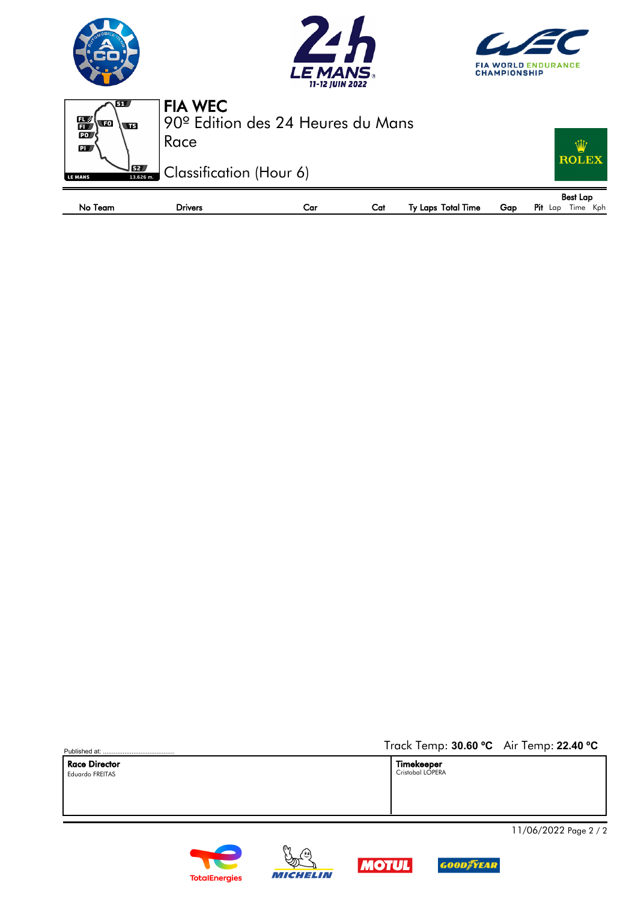# FIA WEC

90º Edition des 24 Heures du Mans

Race

Classification (Hour 6)

| No | Team | Drivers | Car | Cat | Ty | Laps | Total Time | Gap | Pit | Best Lap Lap | Best Lap Time | Best Lap Kph |
|---|---|---|---|---|---|---|---|---|---|---|---|---|

Track Temp: **30.60 ºC** Air Temp: **22.40 ºC**

Published at: ........................................

| **Race Director** | **Timekeeper** |
|---|---|
| Eduardo FREITAS | Cristobal LOPERA |

11/06/2022